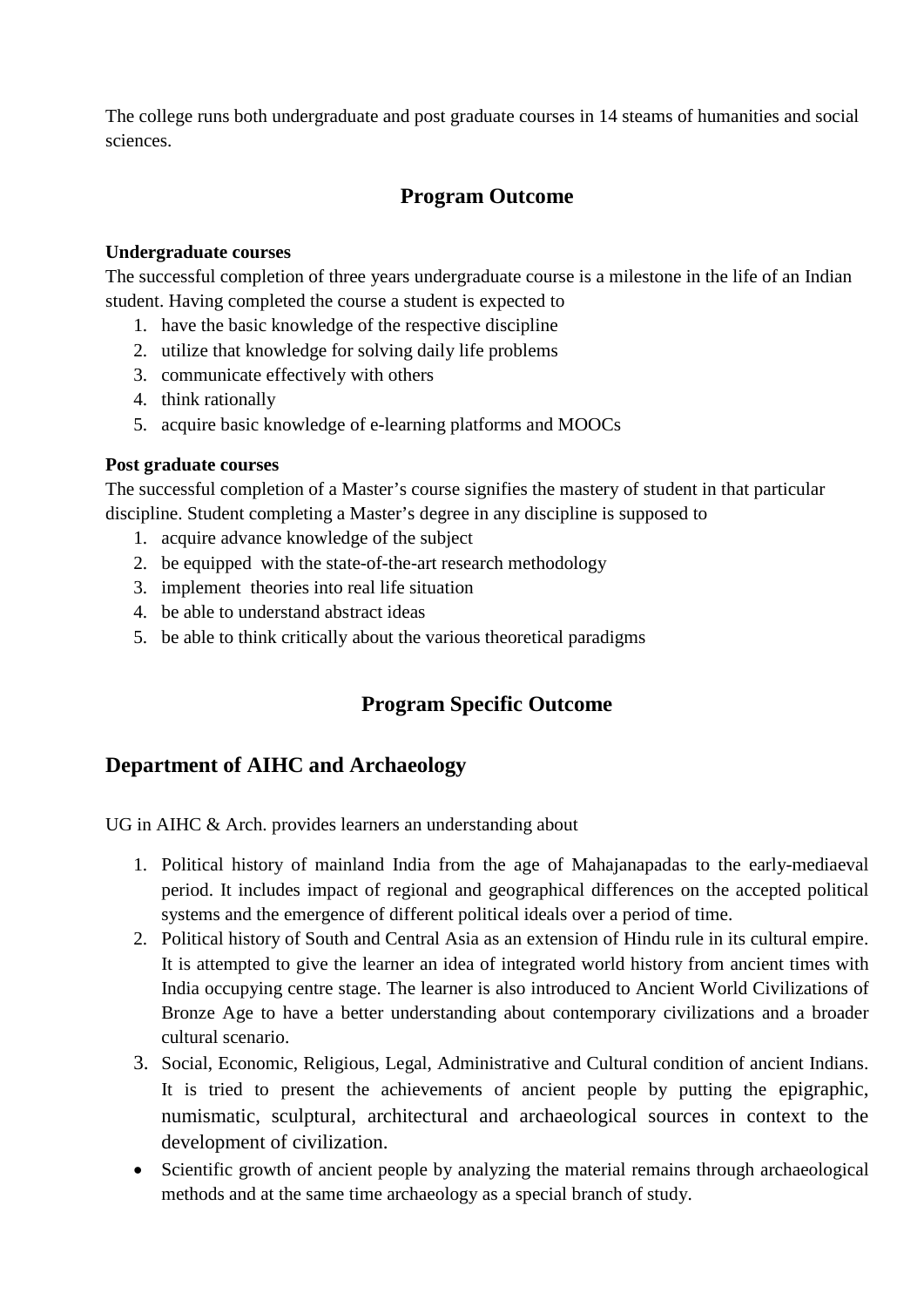The college runs both undergraduate and post graduate courses in 14 steams of humanities and social sciences.

## Program Outcome

**Undergraduate courses**

The successful completion of three years undergraduate course is a milestone in the life of an Indian student. Having completed the course a student is expected to

1. have the basic knowledge of the respective discipline
2. utilize that knowledge for solving daily life problems
3. communicate effectively with others
4. think rationally
5. acquire basic knowledge of e-learning platforms and MOOCs

**Post graduate courses**

The successful completion of a Master's course signifies the mastery of student in that particular discipline. Student completing a Master's degree in any discipline is supposed to

1. acquire advance knowledge of the subject
2. be equipped with the state-of-the-art research methodology
3. implement theories into real life situation
4. be able to understand abstract ideas
5. be able to think critically about the various theoretical paradigms

## Program Specific Outcome

## Department of AIHC and Archaeology

UG in AIHC & Arch. provides learners an understanding about

1. Political history of mainland India from the age of Mahajanapadas to the early-mediaeval period. It includes impact of regional and geographical differences on the accepted political systems and the emergence of different political ideals over a period of time.
2. Political history of South and Central Asia as an extension of Hindu rule in its cultural empire. It is attempted to give the learner an idea of integrated world history from ancient times with India occupying centre stage. The learner is also introduced to Ancient World Civilizations of Bronze Age to have a better understanding about contemporary civilizations and a broader cultural scenario.
3. Social, Economic, Religious, Legal, Administrative and Cultural condition of ancient Indians. It is tried to present the achievements of ancient people by putting the epigraphic, numismatic, sculptural, architectural and archaeological sources in context to the development of civilization.

- Scientific growth of ancient people by analyzing the material remains through archaeological methods and at the same time archaeology as a special branch of study.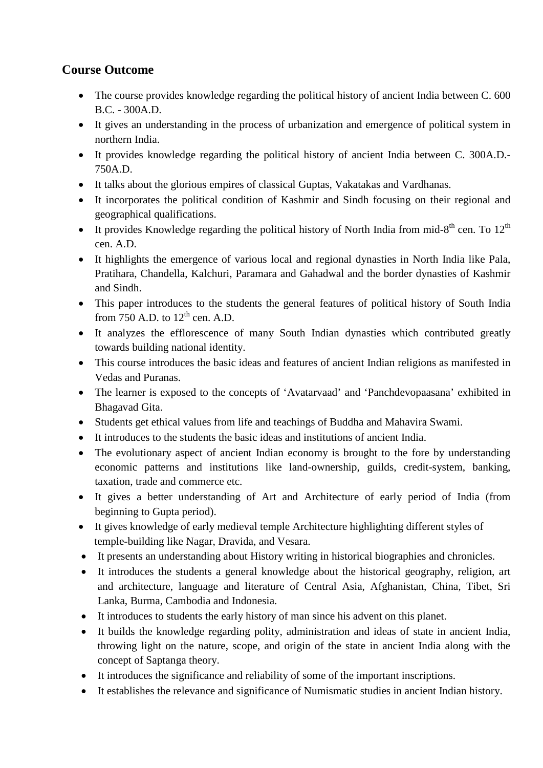## Course Outcome

- The course provides knowledge regarding the political history of ancient India between C. 600 B.C. - 300A.D.
- It gives an understanding in the process of urbanization and emergence of political system in northern India.
- It provides knowledge regarding the political history of ancient India between C. 300A.D.-750A.D.
- It talks about the glorious empires of classical Guptas, Vakatakas and Vardhanas.
- It incorporates the political condition of Kashmir and Sindh focusing on their regional and geographical qualifications.
- It provides Knowledge regarding the political history of North India from mid-8th cen. To 12th cen. A.D.
- It highlights the emergence of various local and regional dynasties in North India like Pala, Pratihara, Chandella, Kalchuri, Paramara and Gahadwal and the border dynasties of Kashmir and Sindh.
- This paper introduces to the students the general features of political history of South India from 750 A.D. to 12th cen. A.D.
- It analyzes the efflorescence of many South Indian dynasties which contributed greatly towards building national identity.
- This course introduces the basic ideas and features of ancient Indian religions as manifested in Vedas and Puranas.
- The learner is exposed to the concepts of 'Avatarvaad' and 'Panchdevopaasana' exhibited in Bhagavad Gita.
- Students get ethical values from life and teachings of Buddha and Mahavira Swami.
- It introduces to the students the basic ideas and institutions of ancient India.
- The evolutionary aspect of ancient Indian economy is brought to the fore by understanding economic patterns and institutions like land-ownership, guilds, credit-system, banking, taxation, trade and commerce etc.
- It gives a better understanding of Art and Architecture of early period of India (from beginning to Gupta period).
- It gives knowledge of early medieval temple Architecture highlighting different styles of temple-building like Nagar, Dravida, and Vesara.
- It presents an understanding about History writing in historical biographies and chronicles.
- It introduces the students a general knowledge about the historical geography, religion, art and architecture, language and literature of Central Asia, Afghanistan, China, Tibet, Sri Lanka, Burma, Cambodia and Indonesia.
- It introduces to students the early history of man since his advent on this planet.
- It builds the knowledge regarding polity, administration and ideas of state in ancient India, throwing light on the nature, scope, and origin of the state in ancient India along with the concept of Saptanga theory.
- It introduces the significance and reliability of some of the important inscriptions.
- It establishes the relevance and significance of Numismatic studies in ancient Indian history.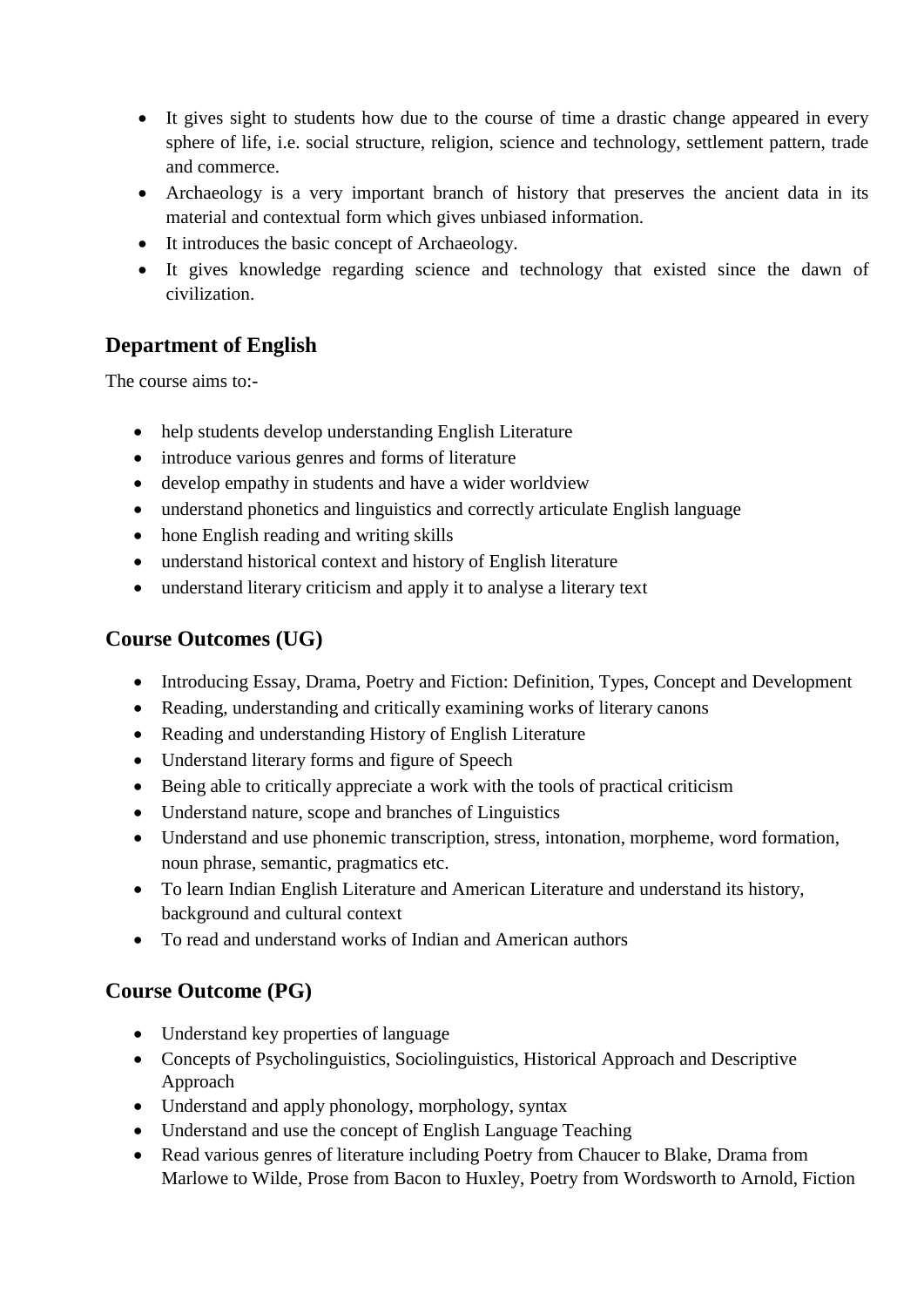- It gives sight to students how due to the course of time a drastic change appeared in every sphere of life, i.e. social structure, religion, science and technology, settlement pattern, trade and commerce.
- Archaeology is a very important branch of history that preserves the ancient data in its material and contextual form which gives unbiased information.
- It introduces the basic concept of Archaeology.
- It gives knowledge regarding science and technology that existed since the dawn of civilization.

## Department of English

The course aims to:-

- help students develop understanding English Literature
- introduce various genres and forms of literature
- develop empathy in students and have a wider worldview
- understand phonetics and linguistics and correctly articulate English language
- hone English reading and writing skills
- understand historical context and history of English literature
- understand literary criticism and apply it to analyse a literary text

## Course Outcomes (UG)

- Introducing Essay, Drama, Poetry and Fiction: Definition, Types, Concept and Development
- Reading, understanding and critically examining works of literary canons
- Reading and understanding History of English Literature
- Understand literary forms and figure of Speech
- Being able to critically appreciate a work with the tools of practical criticism
- Understand nature, scope and branches of Linguistics
- Understand and use phonemic transcription, stress, intonation, morpheme, word formation, noun phrase, semantic, pragmatics etc.
- To learn Indian English Literature and American Literature and understand its history, background and cultural context
- To read and understand works of Indian and American authors

## Course Outcome (PG)

- Understand key properties of language
- Concepts of Psycholinguistics, Sociolinguistics, Historical Approach and Descriptive Approach
- Understand and apply phonology, morphology, syntax
- Understand and use the concept of English Language Teaching
- Read various genres of literature including Poetry from Chaucer to Blake, Drama from Marlowe to Wilde, Prose from Bacon to Huxley, Poetry from Wordsworth to Arnold, Fiction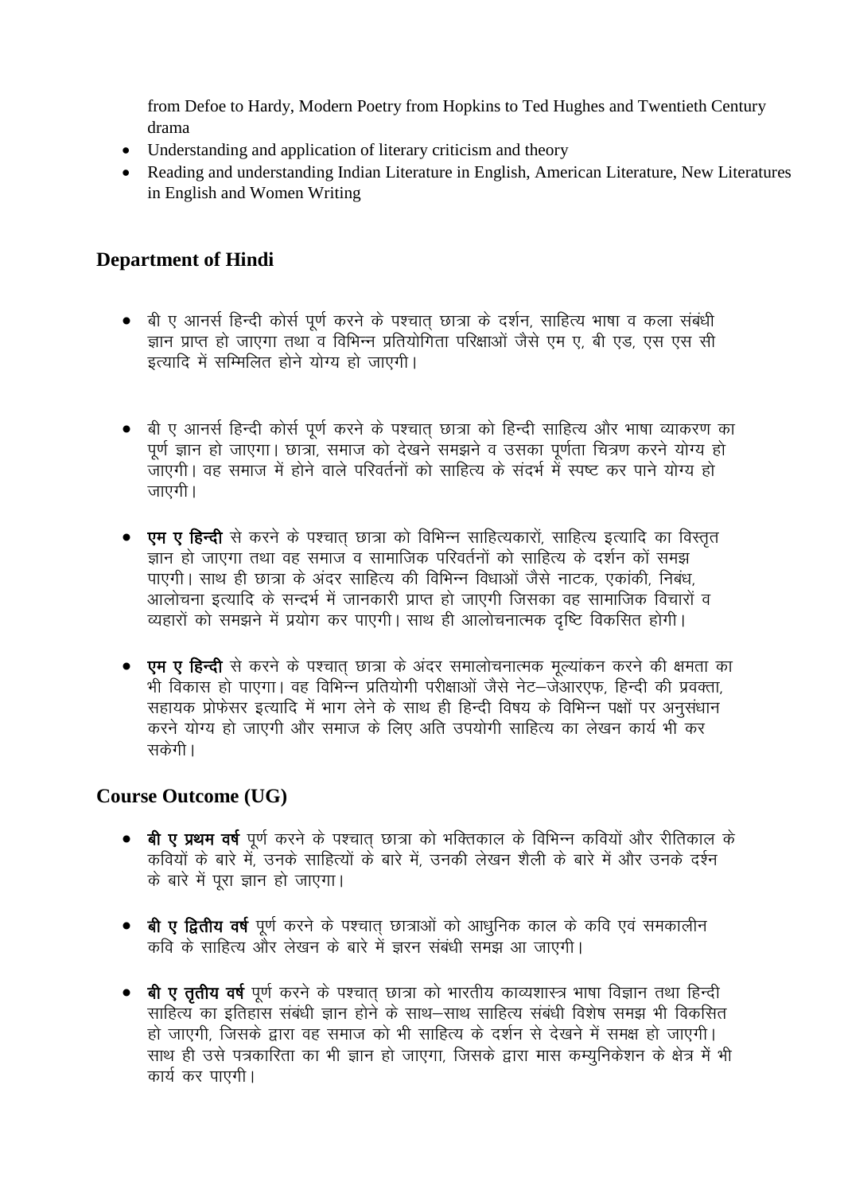from Defoe to Hardy, Modern Poetry from Hopkins to Ted Hughes and Twentieth Century drama

- Understanding and application of literary criticism and theory
- Reading and understanding Indian Literature in English, American Literature, New Literatures in English and Women Writing

## Department of Hindi

- बी ए आनर्स हिन्दी कोर्स पूर्ण करने के पश्चात् छात्रा के दर्शन, साहित्य भाषा व कला संबंधी ज्ञान प्राप्त हो जाएगा तथा व विभिन्न प्रतियोगिता परिक्षाओं जैसे एम ए, बी एड, एस एस सी इत्यादि में सम्मिलित होने योग्य हो जाएगी।

- बी ए आनर्स हिन्दी कोर्स पूर्ण करने के पश्चात् छात्रा को हिन्दी साहित्य और भाषा व्याकरण का पूर्ण ज्ञान हो जाएगा। छात्रा, समाज को देखने समझने व उसका पूर्णता चित्रण करने योग्य हो जाएगी। वह समाज में होने वाले परिवर्तनों को साहित्य के संदर्भ में स्पष्ट कर पाने योग्य हो जाएगी।

- **एम ए हिन्दी** से करने के पश्चात् छात्रा को विभिन्न साहित्यकारों, साहित्य इत्यादि का विस्तृत ज्ञान हो जाएगा तथा वह समाज व सामाजिक परिवर्तनों को साहित्य के दर्शन कों समझ पाएगी। साथ ही छात्रा के अंदर साहित्य की विभिन्न विधाओं जैसे नाटक, एकांकी, निबंध, आलोचना इत्यादि के सन्दर्भ में जानकारी प्राप्त हो जाएगी जिसका वह सामाजिक विचारों व व्यहारों को समझने में प्रयोग कर पाएगी। साथ ही आलोचनात्मक दृष्टि विकसित होगी।

- **एम ए हिन्दी** से करने के पश्चात् छात्रा के अंदर समालोचनात्मक मूल्यांकन करने की क्षमता का भी विकास हो पाएगा। वह विभिन्न प्रतियोगी परीक्षाओं जैसे नेट–जेआरएफ, हिन्दी की प्रवक्ता, सहायक प्रोफेसर इत्यादि में भाग लेने के साथ ही हिन्दी विषय के विभिन्न पक्षों पर अनुसंधान करने योग्य हो जाएगी और समाज के लिए अति उपयोगी साहित्य का लेखन कार्य भी कर सकेगी।

## Course Outcome (UG)

- **बी ए प्रथम वर्ष** पूर्ण करने के पश्चात् छात्रा को भक्तिकाल के विभिन्न कवियों और रीतिकाल के कवियों के बारे में, उनके साहित्यों के बारे में, उनकी लेखन शैली के बारे में और उनके दर्शन के बारे में पूरा ज्ञान हो जाएगा।

- **बी ए द्वितीय वर्ष** पूर्ण करने के पश्चात् छात्राओं को आधुनिक काल के कवि एवं समकालीन कवि के साहित्य और लेखन के बारे में ज्ञरन संबंधी समझ आ जाएगी।

- **बी ए तृतीय वर्ष** पूर्ण करने के पश्चात् छात्रा को भारतीय काव्यशास्त्र भाषा विज्ञान तथा हिन्दी साहित्य का इतिहास संबंधी ज्ञान होने के साथ–साथ साहित्य संबंधी विशेष समझ भी विकसित हो जाएगी, जिसके द्वारा वह समाज को भी साहित्य के दर्शन से देखने में समक्ष हो जाएगी। साथ ही उसे पत्रकारिता का भी ज्ञान हो जाएगा, जिसके द्वारा मास कम्युनिकेशन के क्षेत्र में भी कार्य कर पाएगी।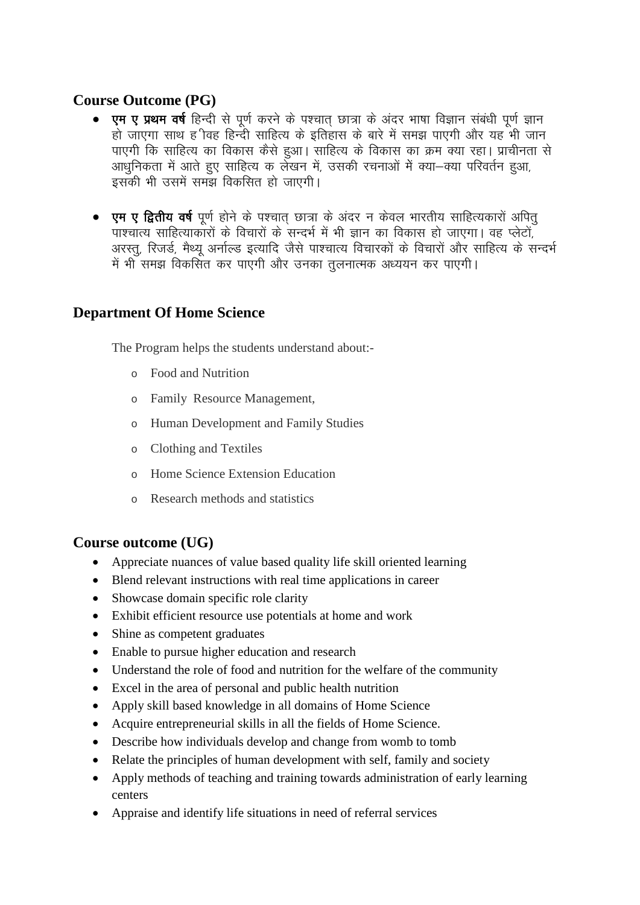## Course Outcome (PG)

- **एम ए प्रथम वर्ष** हिन्दी से पूर्ण करने के पश्चात् छात्रा के अंदर भाषा विज्ञान संबंधी पूर्ण ज्ञान हो जाएगा साथ ह ीवह हिन्दी साहित्य के इतिहास के बारे में समझ पाएगी और यह भी जान पाएगी कि साहित्य का विकास कैसे हुआ। साहित्य के विकास का क्रम क्या रहा। प्राचीनता से आधुनिकता में आते हुए साहित्य क लेखन में, उसकी रचनाओं में क्या–क्या परिवर्तन हुआ, इसकी भी उसमें समझ विकसित हो जाएगी।

- **एम ए द्वितीय वर्ष** पूर्ण होने के पश्चात् छात्रा के अंदर न केवल भारतीय साहित्यकारों अपितु पाश्चात्य साहित्याकारों के विचारों के सन्दर्भ में भी ज्ञान का विकास हो जाएगा। वह प्लेटों, अरस्तु, रिजर्ड, मैथ्यू अर्नाल्ड इत्यादि जैसे पाश्चात्य विचारकों के विचारों और साहित्य के सन्दर्भ में भी समझ विकसित कर पाएगी और उनका तुलनात्मक अध्ययन कर पाएगी।

## Department Of Home Science

The Program helps the students understand about:-

- Food and Nutrition
- Family Resource Management,
- Human Development and Family Studies
- Clothing and Textiles
- Home Science Extension Education
- Research methods and statistics

## Course outcome (UG)

- Appreciate nuances of value based quality life skill oriented learning
- Blend relevant instructions with real time applications in career
- Showcase domain specific role clarity
- Exhibit efficient resource use potentials at home and work
- Shine as competent graduates
- Enable to pursue higher education and research
- Understand the role of food and nutrition for the welfare of the community
- Excel in the area of personal and public health nutrition
- Apply skill based knowledge in all domains of Home Science
- Acquire entrepreneurial skills in all the fields of Home Science.
- Describe how individuals develop and change from womb to tomb
- Relate the principles of human development with self, family and society
- Apply methods of teaching and training towards administration of early learning centers
- Appraise and identify life situations in need of referral services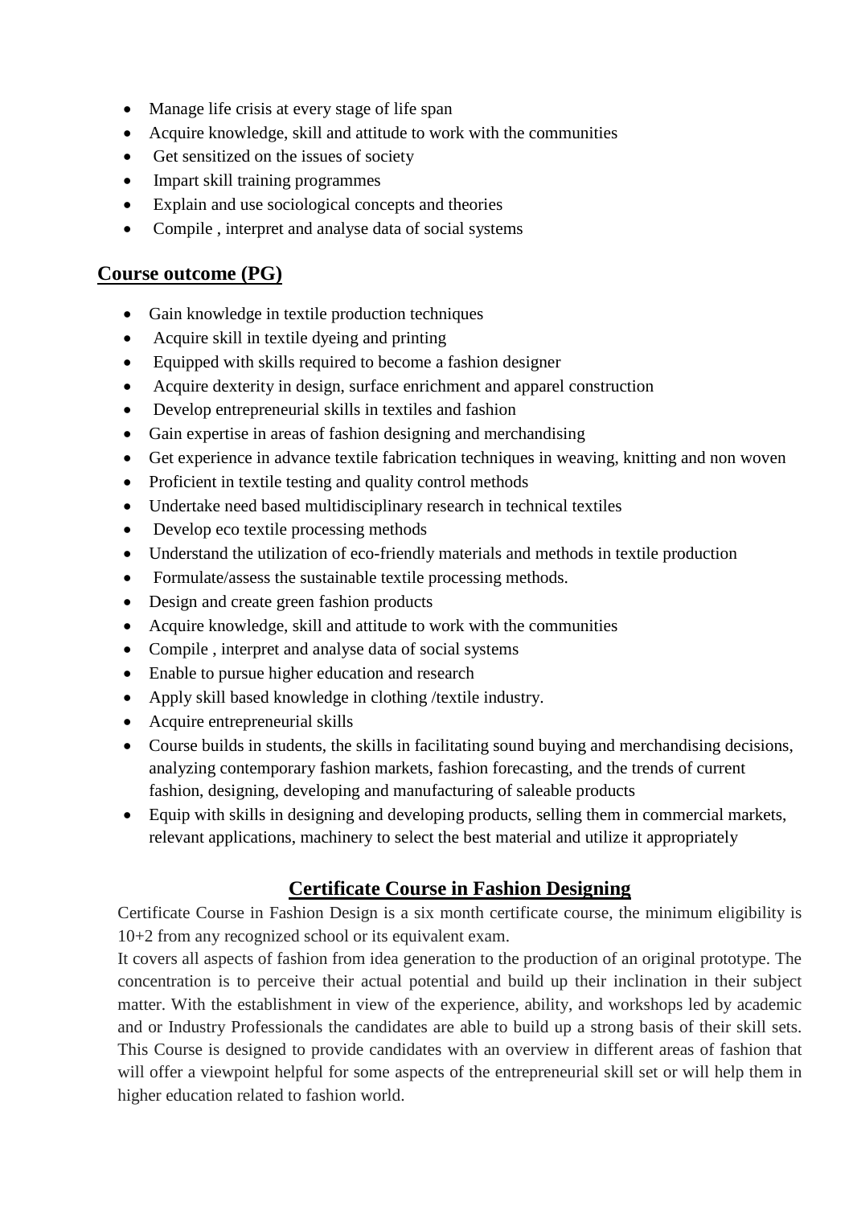- Manage life crisis at every stage of life span
- Acquire knowledge, skill and attitude to work with the communities
- Get sensitized on the issues of society
- Impart skill training programmes
- Explain and use sociological concepts and theories
- Compile , interpret and analyse data of social systems

## Course outcome (PG)

- Gain knowledge in textile production techniques
- Acquire skill in textile dyeing and printing
- Equipped with skills required to become a fashion designer
- Acquire dexterity in design, surface enrichment and apparel construction
- Develop entrepreneurial skills in textiles and fashion
- Gain expertise in areas of fashion designing and merchandising
- Get experience in advance textile fabrication techniques in weaving, knitting and non woven
- Proficient in textile testing and quality control methods
- Undertake need based multidisciplinary research in technical textiles
- Develop eco textile processing methods
- Understand the utilization of eco-friendly materials and methods in textile production
- Formulate/assess the sustainable textile processing methods.
- Design and create green fashion products
- Acquire knowledge, skill and attitude to work with the communities
- Compile , interpret and analyse data of social systems
- Enable to pursue higher education and research
- Apply skill based knowledge in clothing /textile industry.
- Acquire entrepreneurial skills
- Course builds in students, the skills in facilitating sound buying and merchandising decisions, analyzing contemporary fashion markets, fashion forecasting, and the trends of current fashion, designing, developing and manufacturing of saleable products
- Equip with skills in designing and developing products, selling them in commercial markets, relevant applications, machinery to select the best material and utilize it appropriately

## Certificate Course in Fashion Designing

Certificate Course in Fashion Design is a six month certificate course, the minimum eligibility is 10+2 from any recognized school or its equivalent exam.

It covers all aspects of fashion from idea generation to the production of an original prototype. The concentration is to perceive their actual potential and build up their inclination in their subject matter. With the establishment in view of the experience, ability, and workshops led by academic and or Industry Professionals the candidates are able to build up a strong basis of their skill sets. This Course is designed to provide candidates with an overview in different areas of fashion that will offer a viewpoint helpful for some aspects of the entrepreneurial skill set or will help them in higher education related to fashion world.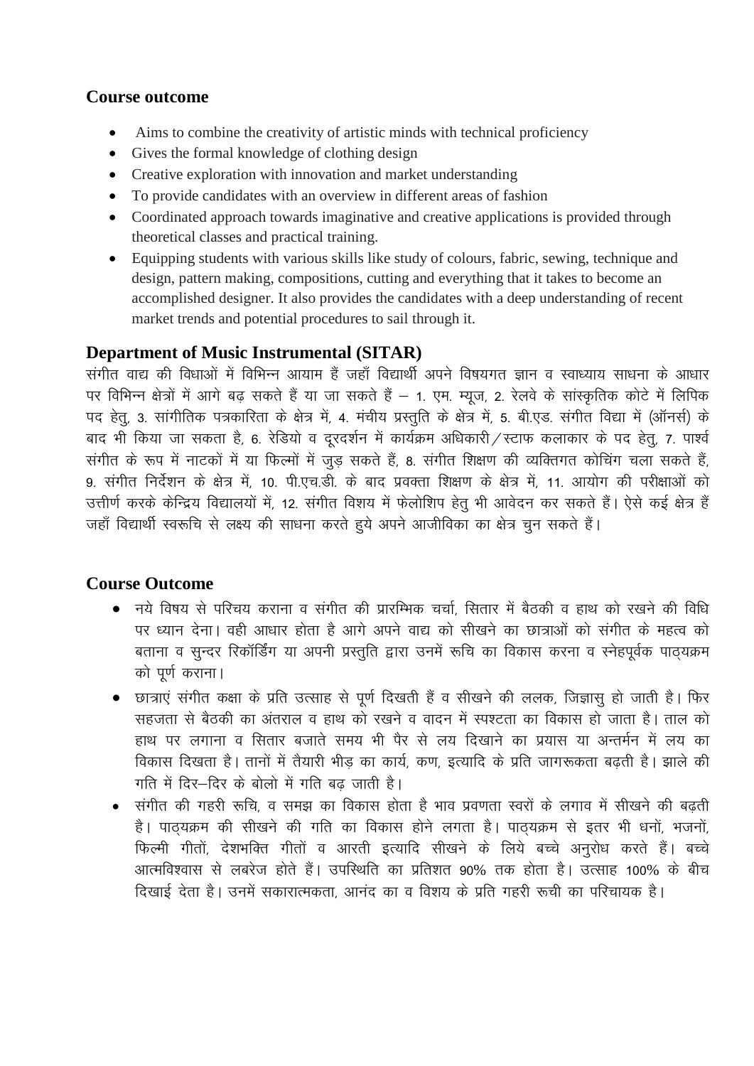## Course outcome

- Aims to combine the creativity of artistic minds with technical proficiency
- Gives the formal knowledge of clothing design
- Creative exploration with innovation and market understanding
- To provide candidates with an overview in different areas of fashion
- Coordinated approach towards imaginative and creative applications is provided through theoretical classes and practical training.
- Equipping students with various skills like study of colours, fabric, sewing, technique and design, pattern making, compositions, cutting and everything that it takes to become an accomplished designer. It also provides the candidates with a deep understanding of recent market trends and potential procedures to sail through it.

## Department of Music Instrumental (SITAR)

संगीत वाद्य की विधाओं में विभिन्न आयाम हैं जहाँ विद्यार्थी अपने विषयगत ज्ञान व स्वाध्याय साधना के आधार पर विभिन्न क्षेत्रों में आगे बढ़ सकते हैं या जा सकते हैं – 1. एम. म्यूज, 2. रेलवे के सांस्कृतिक कोटे में लिपिक पद हेतु, 3. सांगीतिक पत्रकारिता के क्षेत्र में, 4. मंचीय प्रस्तुति के क्षेत्र में, 5. बी.एड. संगीत विद्या में (ऑनर्स) के बाद भी किया जा सकता है, 6. रेडियो व दूरदर्शन में कार्यक्रम अधिकारी/स्टाफ कलाकार के पद हेतु, 7. पार्श्व संगीत के रूप में नाटकों में या फिल्मों में जुड़ सकते हैं, 8. संगीत शिक्षण की व्यक्तिगत कोचिंग चला सकते हैं, 9. संगीत निर्देशन के क्षेत्र में, 10. पी.एच.डी. के बाद प्रवक्ता शिक्षण के क्षेत्र में, 11. आयोग की परीक्षाओं को उत्तीर्ण करके केन्द्रिय विद्यालयों में, 12. संगीत विशय में फेलोशिप हेतु भी आवेदन कर सकते हैं। ऐसे कई क्षेत्र हैं जहाँ विद्यार्थी स्वरूचि से लक्ष्य की साधना करते हुये अपने आजीविका का क्षेत्र चुन सकते हैं।

## Course Outcome

- नये विषय से परिचय कराना व संगीत की प्रारम्भिक चर्चा, सितार में बैठकी व हाथ को रखने की विधि पर ध्यान देना। वही आधार होता है आगे अपने वाद्य को सीखने का छात्राओं को संगीत के महत्व को बताना व सुन्दर रिकॉर्डिंग या अपनी प्रस्तुति द्वारा उनमें रूचि का विकास करना व स्नेहपूर्वक पाठ्यक्रम को पूर्ण कराना।
- छात्राएं संगीत कक्षा के प्रति उत्साह से पूर्ण दिखती हैं व सीखने की ललक, जिज्ञासु हो जाती है। फिर सहजता से बैठकी का अंतराल व हाथ को रखने व वादन में स्पश्टता का विकास हो जाता है। ताल को हाथ पर लगाना व सितार बजाते समय भी पैर से लय दिखाने का प्रयास या अन्तर्मन में लय का विकास दिखता है। तानों में तैयारी भीड़ का कार्य, कण, इत्यादि के प्रति जागरूकता बढ़ती है। झाले की गति में दिर–दिर के बोलो में गति बढ़ जाती है।
- संगीत की गहरी रूचि, व समझ का विकास होता है भाव प्रवणता स्वरों के लगाव में सीखने की बढ़ती है। पाठ्यक्रम की सीखने की गति का विकास होने लगता है। पाठ्यक्रम से इतर भी धनों, भजनों, फिल्मी गीतों, देशभक्ति गीतों व आरती इत्यादि सीखने के लिये बच्चे अनुरोध करते हैं। बच्चे आत्मविश्वास से लबरेज होते हैं। उपस्थिति का प्रतिशत 90% तक होता है। उत्साह 100% के बीच दिखाई देता है। उनमें सकारात्मकता, आनंद का व विशय के प्रति गहरी रूची का परिचायक है।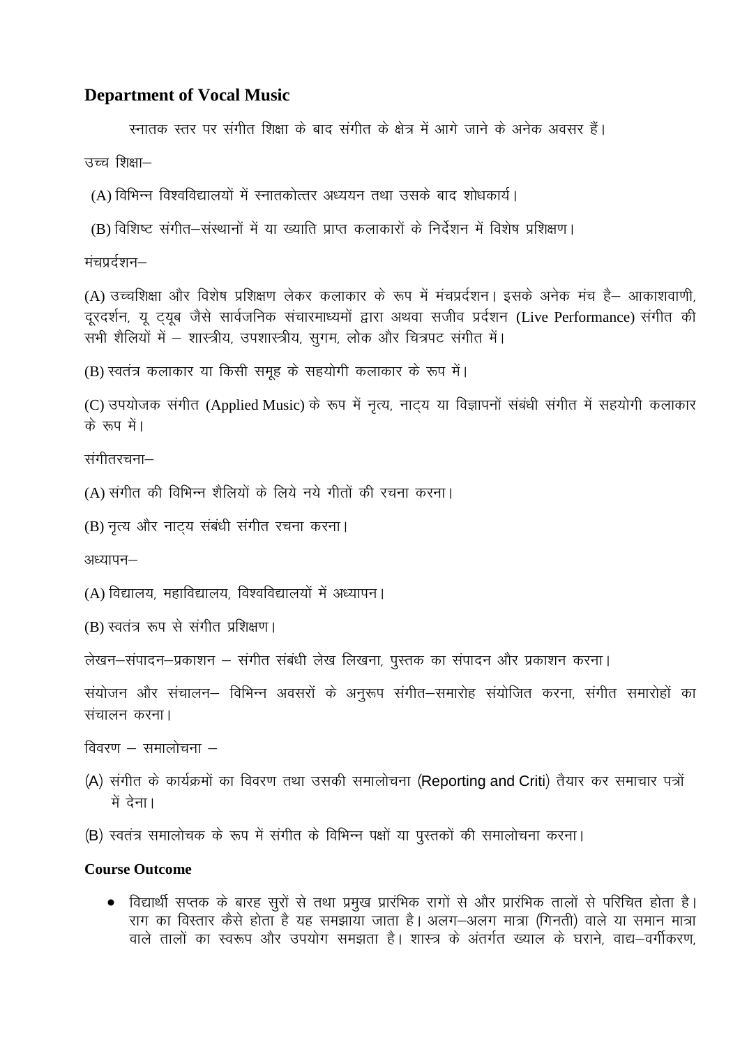## Department of Vocal Music

स्नातक स्तर पर संगीत शिक्षा के बाद संगीत के क्षेत्र में आगे जाने के अनेक अवसर हैं।

उच्च शिक्षा–

(A) विभिन्न विश्वविद्यालयों में स्नातकोत्तर अध्ययन तथा उसके बाद शोधकार्य।

(B) विशिष्ट संगीत–संस्थानों में या ख्याति प्राप्त कलाकारों के निर्देशन में विशेष प्रशिक्षण।

मंचप्रदर्शन–

(A) उच्चशिक्षा और विशेष प्रशिक्षण लेकर कलाकार के रूप में मंचप्रदर्शन। इसके अनेक मंच है– आकाशवाणी, दूरदर्शन, यू ट्यूब जैसे सार्वजनिक संचारमाध्यमों द्वारा अथवा सजीव प्रदर्शन (Live Performance) संगीत की सभी शैलियों में – शास्त्रीय, उपशास्त्रीय, सुगम, लोक और चित्रपट संगीत में।

(B) स्वतंत्र कलाकार या किसी समूह के सहयोगी कलाकार के रूप में।

(C) उपयोजक संगीत (Applied Music) के रूप में नृत्य, नाट्य या विज्ञापनों संबंधी संगीत में सहयोगी कलाकार के रूप में।

संगीतरचना–

(A) संगीत की विभिन्न शैलियों के लिये नये गीतों की रचना करना।

(B) नृत्य और नाट्य संबंधी संगीत रचना करना।

अध्यापन–

(A) विद्यालय, महाविद्यालय, विश्वविद्यालयों में अध्यापन।

(B) स्वतंत्र रूप से संगीत प्रशिक्षण।

लेखन–संपादन–प्रकाशन – संगीत संबंधी लेख लिखना, पुस्तक का संपादन और प्रकाशन करना।

संयोजन और संचालन– विभिन्न अवसरों के अनुरूप संगीत–समारोह संयोजित करना, संगीत समारोहों का संचालन करना।

विवरण – समालोचना –

(A) संगीत के कार्यक्रमों का विवरण तथा उसकी समालोचना (Reporting and Criti) तैयार कर समाचार पत्रों में देना।

(B) स्वतंत्र समालोचक के रूप में संगीत के विभिन्न पक्षों या पुस्तकों की समालोचना करना।

### Course Outcome

- विद्यार्थी सप्तक के बारह सुरों से तथा प्रमुख प्रारंभिक रागों से और प्रारंभिक तालों से परिचित होता है। राग का विस्तार कैसे होता है यह समझाया जाता है। अलग–अलग मात्रा (गिनती) वाले या समान मात्रा वाले तालों का स्वरूप और उपयोग समझता है। शास्त्र के अंतर्गत ख्याल के घराने, वाद्य–वर्गीकरण,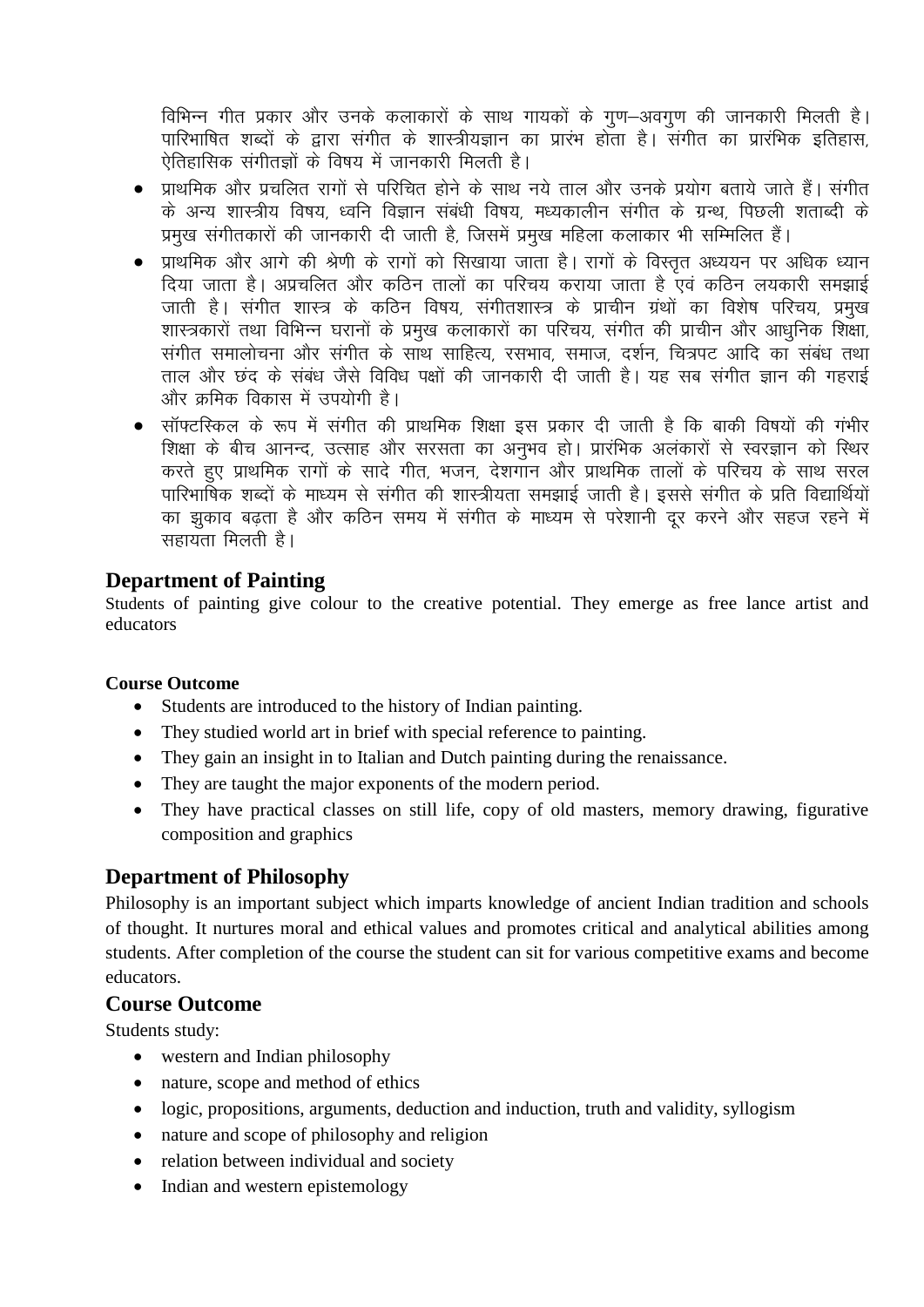विभिन्न गीत प्रकार और उनके कलाकारों के साथ गायकों के गुण–अवगुण की जानकारी मिलती है। पारिभाषित शब्दों के द्वारा संगीत के शास्त्रीयज्ञान का प्रारंभ होता है। संगीत का प्रारंभिक इतिहास, ऐतिहासिक संगीतज्ञों के विषय में जानकारी मिलती है।

- प्राथमिक और प्रचलित रागों से परिचित होने के साथ नये ताल और उनके प्रयोग बताये जाते हैं। संगीत के अन्य शास्त्रीय विषय, ध्वनि विज्ञान संबंधी विषय, मध्यकालीन संगीत के ग्रन्थ, पिछली शताब्दी के प्रमुख संगीतकारों की जानकारी दी जाती है, जिसमें प्रमुख महिला कलाकार भी सम्मिलित हैं।
- प्राथमिक और आगे की श्रेणी के रागों को सिखाया जाता है। रागों के विस्तृत अध्ययन पर अधिक ध्यान दिया जाता है। अप्रचलित और कठिन तालों का परिचय कराया जाता है एवं कठिन लयकारी समझाई जाती है। संगीत शास्त्र के कठिन विषय, संगीतशास्त्र के प्राचीन ग्रंथों का विशेष परिचय, प्रमुख शास्त्रकारों तथा विभिन्न घरानों के प्रमुख कलाकारों का परिचय, संगीत की प्राचीन और आधुनिक शिक्षा, संगीत समालोचना और संगीत के साथ साहित्य, रसभाव, समाज, दर्शन, चित्रपट आदि का संबंध तथा ताल और छंद के संबंध जैसे विविध पक्षों की जानकारी दी जाती है। यह सब संगीत ज्ञान की गहराई और क्रमिक विकास में उपयोगी है।
- सॉफ्टस्किल के रूप में संगीत की प्राथमिक शिक्षा इस प्रकार दी जाती है कि बाकी विषयों की गंभीर शिक्षा के बीच आनन्द, उत्साह और सरसता का अनुभव हो। प्रारंभिक अलंकारों से स्वरज्ञान को स्थिर करते हुए प्राथमिक रागों के सादे गीत, भजन, देशगान और प्राथमिक तालों के परिचय के साथ सरल पारिभाषिक शब्दों के माध्यम से संगीत की शास्त्रीयता समझाई जाती है। इससे संगीत के प्रति विद्यार्थियों का झुकाव बढ़ता है और कठिन समय में संगीत के माध्यम से परेशानी दूर करने और सहज रहने में सहायता मिलती है।

## Department of Painting

Students of painting give colour to the creative potential. They emerge as free lance artist and educators

**Course Outcome**

- Students are introduced to the history of Indian painting.
- They studied world art in brief with special reference to painting.
- They gain an insight in to Italian and Dutch painting during the renaissance.
- They are taught the major exponents of the modern period.
- They have practical classes on still life, copy of old masters, memory drawing, figurative composition and graphics

## Department of Philosophy

Philosophy is an important subject which imparts knowledge of ancient Indian tradition and schools of thought. It nurtures moral and ethical values and promotes critical and analytical abilities among students. After completion of the course the student can sit for various competitive exams and become educators.

## Course Outcome

Students study:

- western and Indian philosophy
- nature, scope and method of ethics
- logic, propositions, arguments, deduction and induction, truth and validity, syllogism
- nature and scope of philosophy and religion
- relation between individual and society
- Indian and western epistemology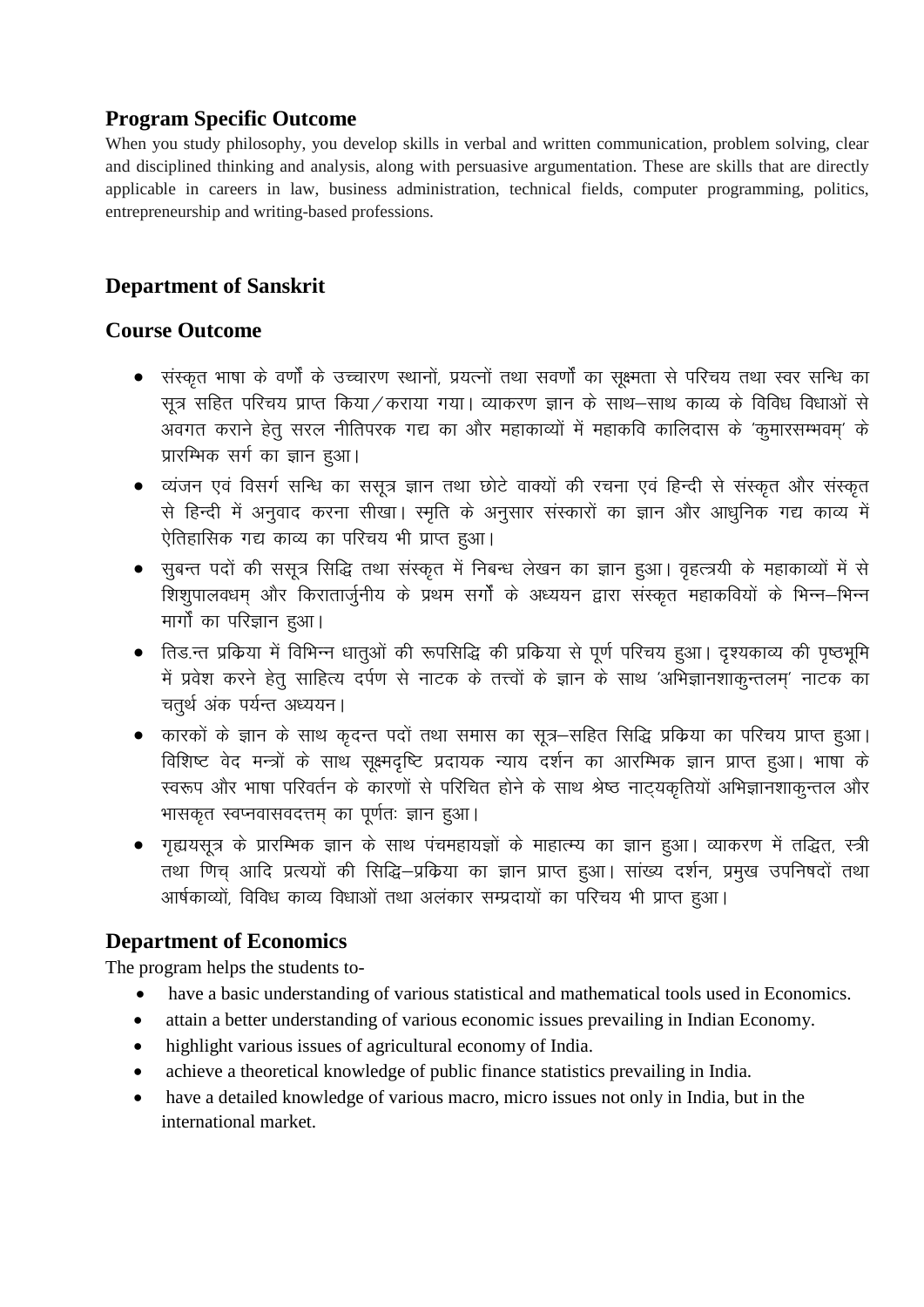## Program Specific Outcome

When you study philosophy, you develop skills in verbal and written communication, problem solving, clear and disciplined thinking and analysis, along with persuasive argumentation. These are skills that are directly applicable in careers in law, business administration, technical fields, computer programming, politics, entrepreneurship and writing-based professions.

## Department of Sanskrit

## Course Outcome

- संस्कृत भाषा के वर्णों के उच्चारण स्थानों, प्रयत्नों तथा सवर्णों का सूक्ष्मता से परिचय तथा स्वर सन्धि का सूत्र सहित परिचय प्राप्त किया/कराया गया। व्याकरण ज्ञान के साथ–साथ काव्य के विविध विधाओं से अवगत कराने हेतु सरल नीतिपरक गद्य का और महाकाव्यों में महाकवि कालिदास के 'कुमारसम्भवम्' के प्रारम्भिक सर्ग का ज्ञान हुआ।
- व्यंजन एवं विसर्ग सन्धि का ससूत्र ज्ञान तथा छोटे वाक्यों की रचना एवं हिन्दी से संस्कृत और संस्कृत से हिन्दी में अनुवाद करना सीखा। स्मृति के अनुसार संस्कारों का ज्ञान और आधुनिक गद्य काव्य में ऐतिहासिक गद्य काव्य का परिचय भी प्राप्त हुआ।
- सुबन्त पदों की ससूत्र सिद्धि तथा संस्कृत में निबन्ध लेखन का ज्ञान हुआ। वृहत्त्रयी के महाकाव्यों में से शिशुपालवधम् और किरातार्जुनीय के प्रथम सर्गों के अध्ययन द्वारा संस्कृत महाकवियों के भिन्न–भिन्न मार्गों का परिज्ञान हुआ।
- तिङन्त प्रक्रिया में विभिन्न धातुओं की रूपसिद्धि की प्रक्रिया से पूर्ण परिचय हुआ। दृश्यकाव्य की पृष्ठभूमि में प्रवेश करने हेतु साहित्य दर्पण से नाटक के तत्त्वों के ज्ञान के साथ 'अभिज्ञानशाकुन्तलम्' नाटक का चतुर्थ अंक पर्यन्त अध्ययन।
- कारकों के ज्ञान के साथ कृदन्त पदों तथा समास का सूत्र–सहित सिद्धि प्रक्रिया का परिचय प्राप्त हुआ। विशिष्ट वेद मन्त्रों के साथ सूक्ष्मदृष्टि प्रदायक न्याय दर्शन का आरम्भिक ज्ञान प्राप्त हुआ। भाषा के स्वरूप और भाषा परिवर्तन के कारणों से परिचित होने के साथ श्रेष्ठ नाट्यकृतियों अभिज्ञानशाकुन्तल और भासकृत स्वप्नवासवदत्तम् का पूर्णतः ज्ञान हुआ।
- गृह्यसूत्र के प्रारम्भिक ज्ञान के साथ पंचमहायज्ञों के माहात्म्य का ज्ञान हुआ। व्याकरण में तद्धित, स्त्री तथा णिच् आदि प्रत्ययों की सिद्धि–प्रक्रिया का ज्ञान प्राप्त हुआ। सांख्य दर्शन, प्रमुख उपनिषदों तथा आर्षकाव्यों, विविध काव्य विधाओं तथा अलंकार सम्प्रदायों का परिचय भी प्राप्त हुआ।

## Department of Economics

The program helps the students to-

- have a basic understanding of various statistical and mathematical tools used in Economics.
- attain a better understanding of various economic issues prevailing in Indian Economy.
- highlight various issues of agricultural economy of India.
- achieve a theoretical knowledge of public finance statistics prevailing in India.
- have a detailed knowledge of various macro, micro issues not only in India, but in the international market.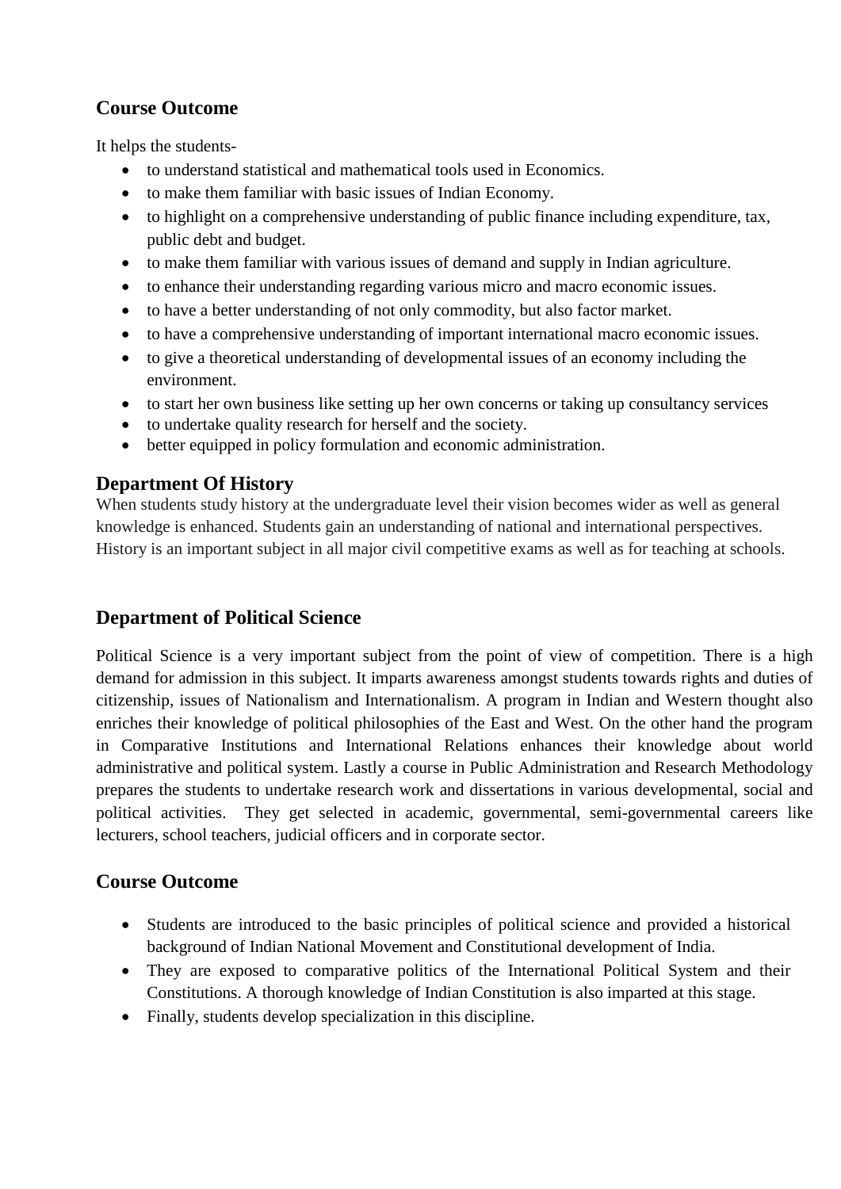## Course Outcome

It helps the students-

- to understand statistical and mathematical tools used in Economics.
- to make them familiar with basic issues of Indian Economy.
- to highlight on a comprehensive understanding of public finance including expenditure, tax, public debt and budget.
- to make them familiar with various issues of demand and supply in Indian agriculture.
- to enhance their understanding regarding various micro and macro economic issues.
- to have a better understanding of not only commodity, but also factor market.
- to have a comprehensive understanding of important international macro economic issues.
- to give a theoretical understanding of developmental issues of an economy including the environment.
- to start her own business like setting up her own concerns or taking up consultancy services
- to undertake quality research for herself and the society.
- better equipped in policy formulation and economic administration.

## Department Of History

When students study history at the undergraduate level their vision becomes wider as well as general knowledge is enhanced. Students gain an understanding of national and international perspectives. History is an important subject in all major civil competitive exams as well as for teaching at schools.

## Department of Political Science

Political Science is a very important subject from the point of view of competition. There is a high demand for admission in this subject. It imparts awareness amongst students towards rights and duties of citizenship, issues of Nationalism and Internationalism. A program in Indian and Western thought also enriches their knowledge of political philosophies of the East and West. On the other hand the program in Comparative Institutions and International Relations enhances their knowledge about world administrative and political system. Lastly a course in Public Administration and Research Methodology prepares the students to undertake research work and dissertations in various developmental, social and political activities. They get selected in academic, governmental, semi-governmental careers like lecturers, school teachers, judicial officers and in corporate sector.

## Course Outcome

- Students are introduced to the basic principles of political science and provided a historical background of Indian National Movement and Constitutional development of India.
- They are exposed to comparative politics of the International Political System and their Constitutions. A thorough knowledge of Indian Constitution is also imparted at this stage.
- Finally, students develop specialization in this discipline.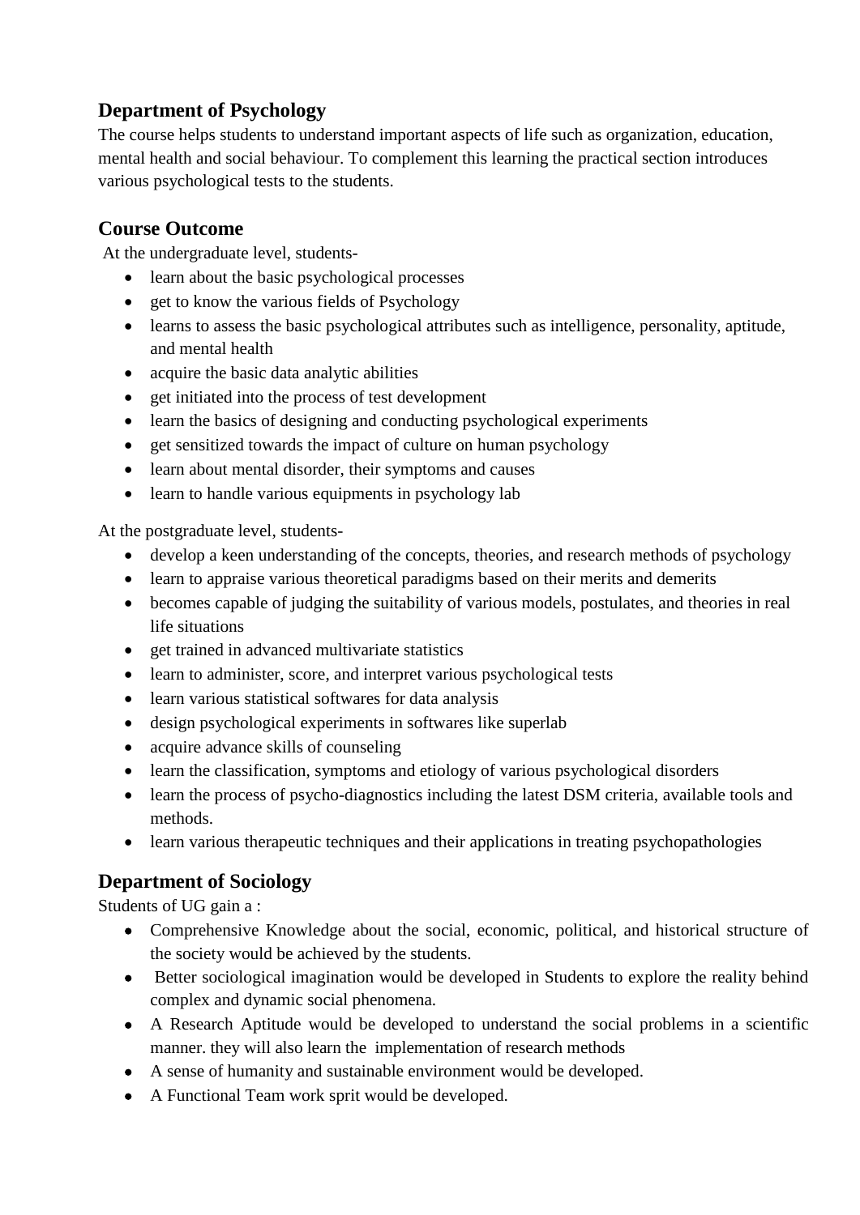## Department of Psychology

The course helps students to understand important aspects of life such as organization, education, mental health and social behaviour. To complement this learning the practical section introduces various psychological tests to the students.

## Course Outcome

At the undergraduate level, students-

- learn about the basic psychological processes
- get to know the various fields of Psychology
- learns to assess the basic psychological attributes such as intelligence, personality, aptitude, and mental health
- acquire the basic data analytic abilities
- get initiated into the process of test development
- learn the basics of designing and conducting psychological experiments
- get sensitized towards the impact of culture on human psychology
- learn about mental disorder, their symptoms and causes
- learn to handle various equipments in psychology lab

At the postgraduate level, students-

- develop a keen understanding of the concepts, theories, and research methods of psychology
- learn to appraise various theoretical paradigms based on their merits and demerits
- becomes capable of judging the suitability of various models, postulates, and theories in real life situations
- get trained in advanced multivariate statistics
- learn to administer, score, and interpret various psychological tests
- learn various statistical softwares for data analysis
- design psychological experiments in softwares like superlab
- acquire advance skills of counseling
- learn the classification, symptoms and etiology of various psychological disorders
- learn the process of psycho-diagnostics including the latest DSM criteria, available tools and methods.
- learn various therapeutic techniques and their applications in treating psychopathologies

## Department of Sociology

Students of UG gain a :

- Comprehensive Knowledge about the social, economic, political, and historical structure of the society would be achieved by the students.
- Better sociological imagination would be developed in Students to explore the reality behind complex and dynamic social phenomena.
- A Research Aptitude would be developed to understand the social problems in a scientific manner. they will also learn the implementation of research methods
- A sense of humanity and sustainable environment would be developed.
- A Functional Team work sprit would be developed.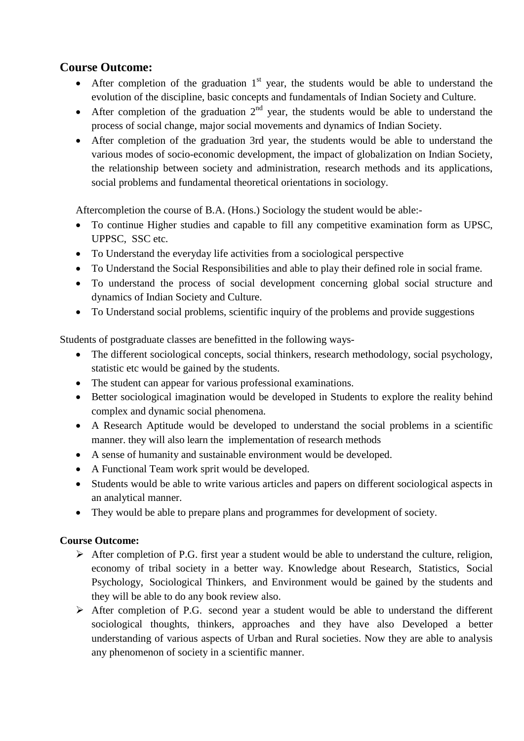## Course Outcome:

- After completion of the graduation 1st year, the students would be able to understand the evolution of the discipline, basic concepts and fundamentals of Indian Society and Culture.
- After completion of the graduation 2nd year, the students would be able to understand the process of social change, major social movements and dynamics of Indian Society.
- After completion of the graduation 3rd year, the students would be able to understand the various modes of socio-economic development, the impact of globalization on Indian Society, the relationship between society and administration, research methods and its applications, social problems and fundamental theoretical orientations in sociology.

Aftercompletion the course of B.A. (Hons.) Sociology the student would be able:-

- To continue Higher studies and capable to fill any competitive examination form as UPSC, UPPSC, SSC etc.
- To Understand the everyday life activities from a sociological perspective
- To Understand the Social Responsibilities and able to play their defined role in social frame.
- To understand the process of social development concerning global social structure and dynamics of Indian Society and Culture.
- To Understand social problems, scientific inquiry of the problems and provide suggestions

Students of postgraduate classes are benefitted in the following ways-

- The different sociological concepts, social thinkers, research methodology, social psychology, statistic etc would be gained by the students.
- The student can appear for various professional examinations.
- Better sociological imagination would be developed in Students to explore the reality behind complex and dynamic social phenomena.
- A Research Aptitude would be developed to understand the social problems in a scientific manner. they will also learn the implementation of research methods
- A sense of humanity and sustainable environment would be developed.
- A Functional Team work sprit would be developed.
- Students would be able to write various articles and papers on different sociological aspects in an analytical manner.
- They would be able to prepare plans and programmes for development of society.

**Course Outcome:**

- After completion of P.G. first year a student would be able to understand the culture, religion, economy of tribal society in a better way. Knowledge about Research, Statistics, Social Psychology, Sociological Thinkers, and Environment would be gained by the students and they will be able to do any book review also.
- After completion of P.G. second year a student would be able to understand the different sociological thoughts, thinkers, approaches and they have also Developed a better understanding of various aspects of Urban and Rural societies. Now they are able to analysis any phenomenon of society in a scientific manner.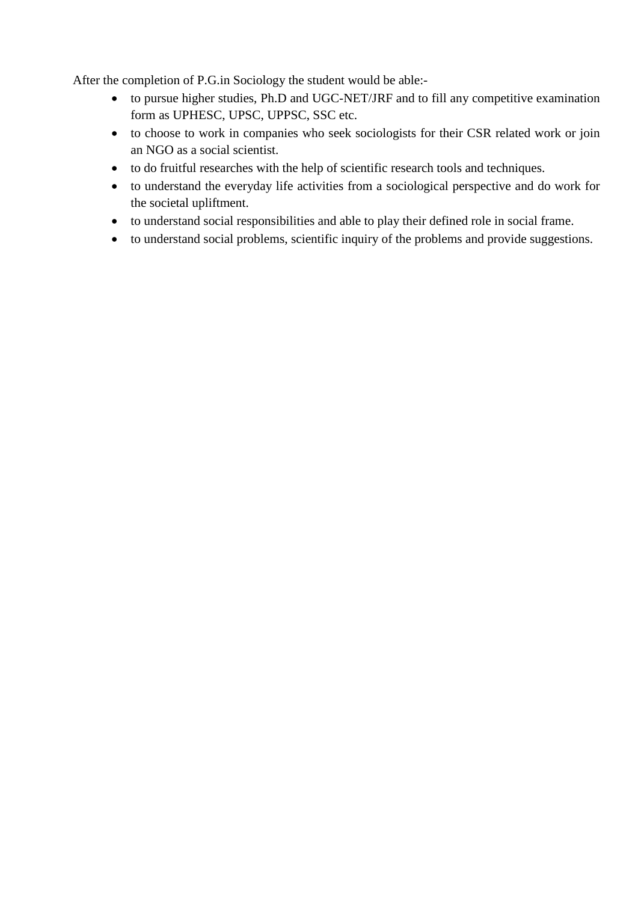After the completion of P.G.in Sociology the student would be able:-

- to pursue higher studies, Ph.D and UGC-NET/JRF and to fill any competitive examination form as UPHESC, UPSC, UPPSC, SSC etc.
- to choose to work in companies who seek sociologists for their CSR related work or join an NGO as a social scientist.
- to do fruitful researches with the help of scientific research tools and techniques.
- to understand the everyday life activities from a sociological perspective and do work for the societal upliftment.
- to understand social responsibilities and able to play their defined role in social frame.
- to understand social problems, scientific inquiry of the problems and provide suggestions.